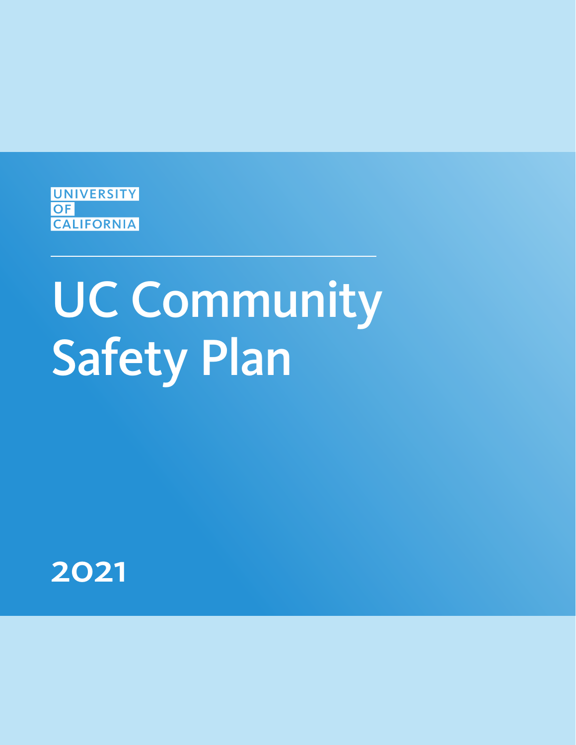UNIVERSITY OF CALIFORNIA

# UC Community Safety Plan

2021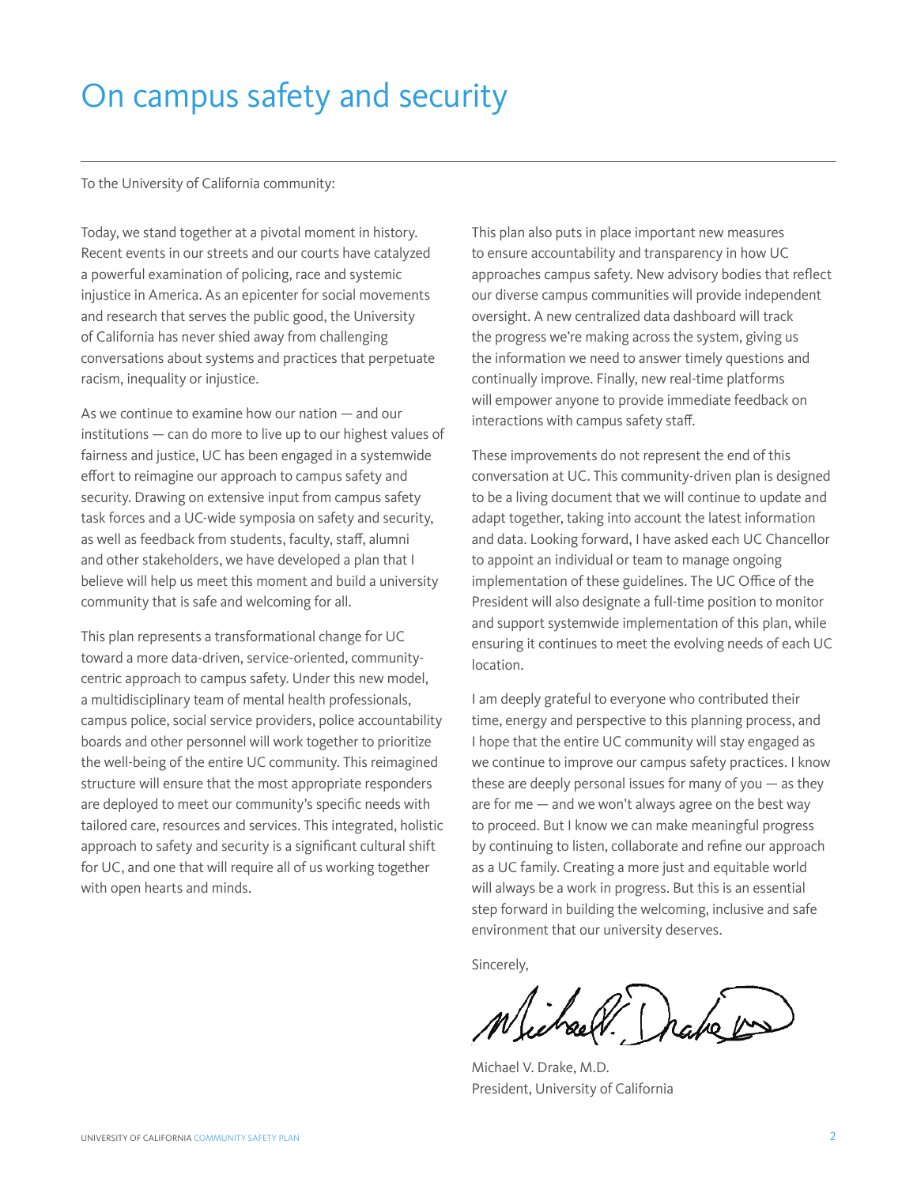# On campus safety and security

To the University of California community:

Today, we stand together at a pivotal moment in history. Recent events in our streets and our courts have catalyzed a powerful examination of policing, race and systemic injustice in America. As an epicenter for social movements and research that serves the public good, the University of California has never shied away from challenging conversations about systems and practices that perpetuate racism, inequality or injustice.

As we continue to examine how our nation — and our institutions — can do more to live up to our highest values of fairness and justice, UC has been engaged in a systemwide effort to reimagine our approach to campus safety and security. Drawing on extensive input from campus safety task forces and a UC-wide symposia on safety and security, as well as feedback from students, faculty, staff, alumni and other stakeholders, we have developed a plan that I believe will help us meet this moment and build a university community that is safe and welcoming for all.

This plan represents a transformational change for UC toward a more data-driven, service-oriented, community-centric approach to campus safety. Under this new model, a multidisciplinary team of mental health professionals, campus police, social service providers, police accountability boards and other personnel will work together to prioritize the well-being of the entire UC community. This reimagined structure will ensure that the most appropriate responders are deployed to meet our community's specific needs with tailored care, resources and services. This integrated, holistic approach to safety and security is a significant cultural shift for UC, and one that will require all of us working together with open hearts and minds.

This plan also puts in place important new measures to ensure accountability and transparency in how UC approaches campus safety. New advisory bodies that reflect our diverse campus communities will provide independent oversight. A new centralized data dashboard will track the progress we're making across the system, giving us the information we need to answer timely questions and continually improve. Finally, new real-time platforms will empower anyone to provide immediate feedback on interactions with campus safety staff.

These improvements do not represent the end of this conversation at UC. This community-driven plan is designed to be a living document that we will continue to update and adapt together, taking into account the latest information and data. Looking forward, I have asked each UC Chancellor to appoint an individual or team to manage ongoing implementation of these guidelines. The UC Office of the President will also designate a full-time position to monitor and support systemwide implementation of this plan, while ensuring it continues to meet the evolving needs of each UC location.

I am deeply grateful to everyone who contributed their time, energy and perspective to this planning process, and I hope that the entire UC community will stay engaged as we continue to improve our campus safety practices. I know these are deeply personal issues for many of you — as they are for me — and we won't always agree on the best way to proceed. But I know we can make meaningful progress by continuing to listen, collaborate and refine our approach as a UC family. Creating a more just and equitable world will always be a work in progress. But this is an essential step forward in building the welcoming, inclusive and safe environment that our university deserves.

Sincerely,

Michael V. Drake, M.D.
President, University of California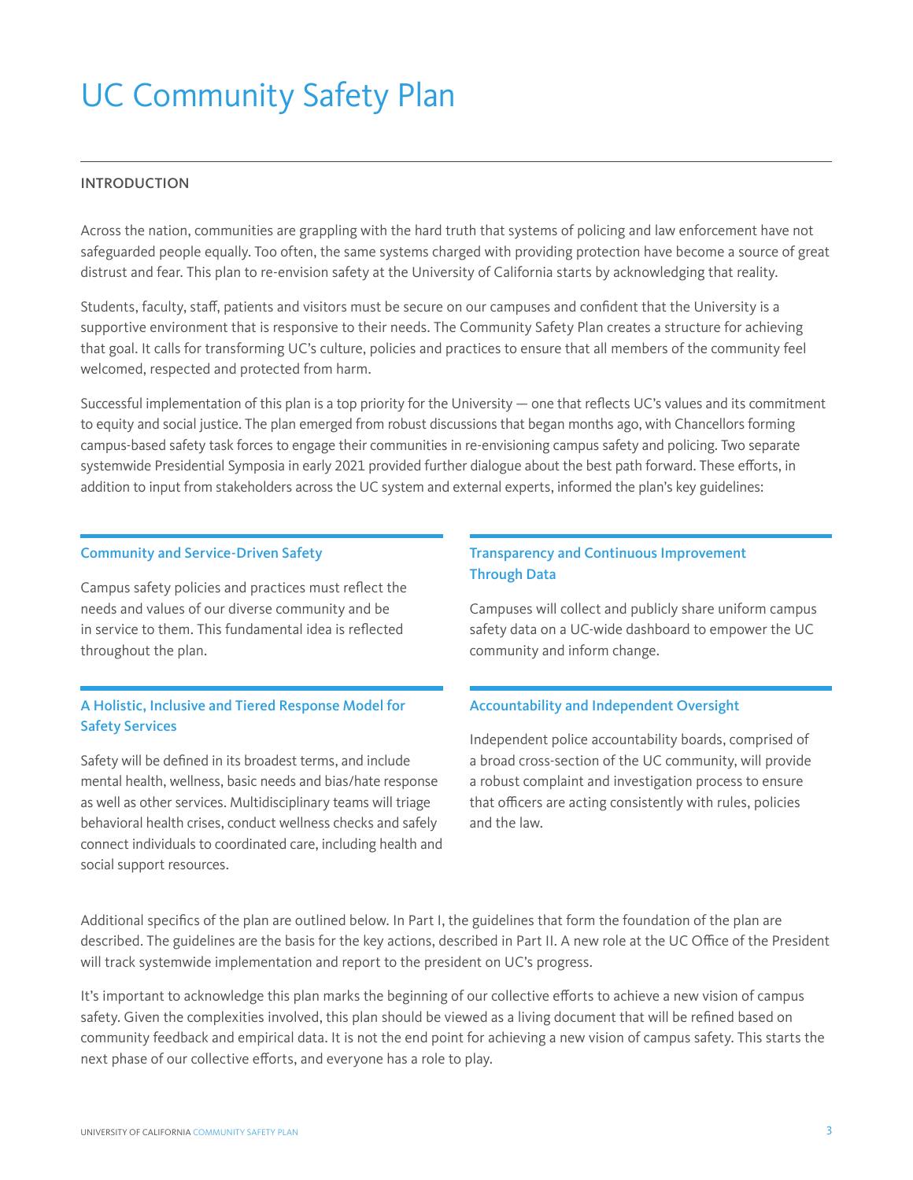# UC Community Safety Plan

## INTRODUCTION

Across the nation, communities are grappling with the hard truth that systems of policing and law enforcement have not safeguarded people equally. Too often, the same systems charged with providing protection have become a source of great distrust and fear. This plan to re-envision safety at the University of California starts by acknowledging that reality.

Students, faculty, staff, patients and visitors must be secure on our campuses and confident that the University is a supportive environment that is responsive to their needs. The Community Safety Plan creates a structure for achieving that goal. It calls for transforming UC's culture, policies and practices to ensure that all members of the community feel welcomed, respected and protected from harm.

Successful implementation of this plan is a top priority for the University — one that reflects UC's values and its commitment to equity and social justice. The plan emerged from robust discussions that began months ago, with Chancellors forming campus-based safety task forces to engage their communities in re-envisioning campus safety and policing. Two separate systemwide Presidential Symposia in early 2021 provided further dialogue about the best path forward. These efforts, in addition to input from stakeholders across the UC system and external experts, informed the plan's key guidelines:

### Community and Service-Driven Safety

Campus safety policies and practices must reflect the needs and values of our diverse community and be in service to them. This fundamental idea is reflected throughout the plan.

### A Holistic, Inclusive and Tiered Response Model for Safety Services

Safety will be defined in its broadest terms, and include mental health, wellness, basic needs and bias/hate response as well as other services. Multidisciplinary teams will triage behavioral health crises, conduct wellness checks and safely connect individuals to coordinated care, including health and social support resources.

### Transparency and Continuous Improvement Through Data

Campuses will collect and publicly share uniform campus safety data on a UC-wide dashboard to empower the UC community and inform change.

### Accountability and Independent Oversight

Independent police accountability boards, comprised of a broad cross-section of the UC community, will provide a robust complaint and investigation process to ensure that officers are acting consistently with rules, policies and the law.

Additional specifics of the plan are outlined below. In Part I, the guidelines that form the foundation of the plan are described. The guidelines are the basis for the key actions, described in Part II. A new role at the UC Office of the President will track systemwide implementation and report to the president on UC's progress.

It's important to acknowledge this plan marks the beginning of our collective efforts to achieve a new vision of campus safety. Given the complexities involved, this plan should be viewed as a living document that will be refined based on community feedback and empirical data. It is not the end point for achieving a new vision of campus safety. This starts the next phase of our collective efforts, and everyone has a role to play.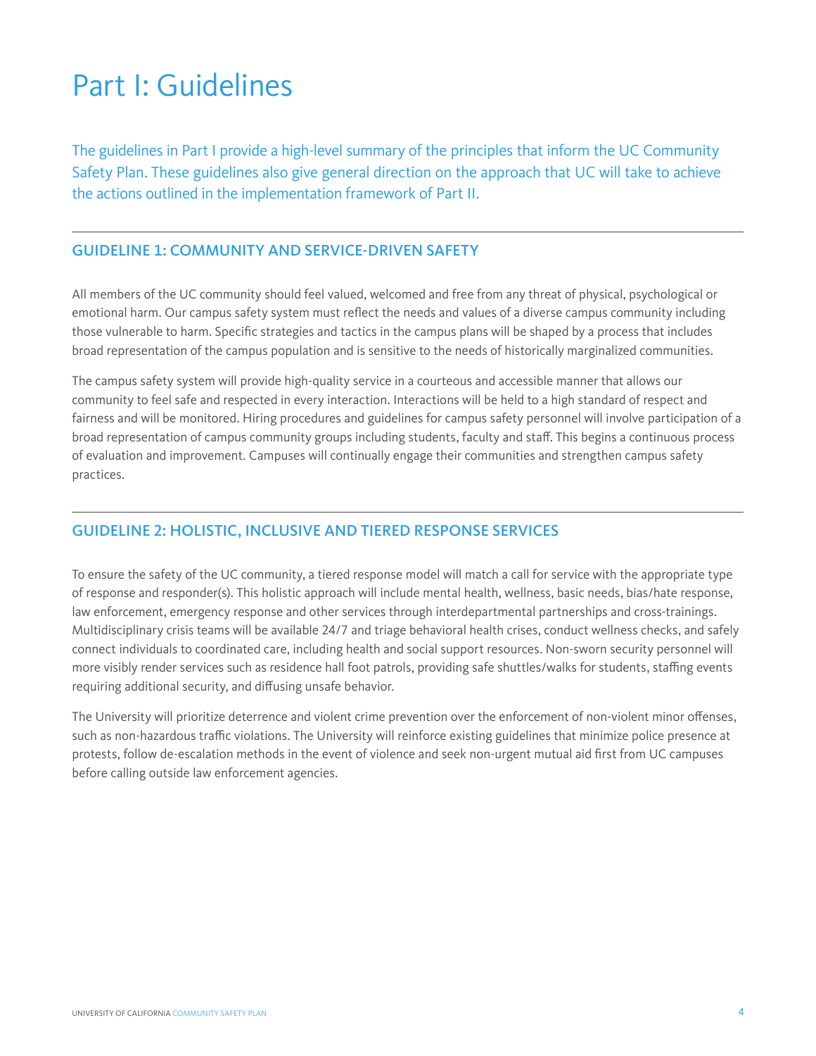# Part I: Guidelines

The guidelines in Part I provide a high-level summary of the principles that inform the UC Community Safety Plan. These guidelines also give general direction on the approach that UC will take to achieve the actions outlined in the implementation framework of Part II.

## GUIDELINE 1: COMMUNITY AND SERVICE-DRIVEN SAFETY

All members of the UC community should feel valued, welcomed and free from any threat of physical, psychological or emotional harm. Our campus safety system must reflect the needs and values of a diverse campus community including those vulnerable to harm. Specific strategies and tactics in the campus plans will be shaped by a process that includes broad representation of the campus population and is sensitive to the needs of historically marginalized communities.

The campus safety system will provide high-quality service in a courteous and accessible manner that allows our community to feel safe and respected in every interaction. Interactions will be held to a high standard of respect and fairness and will be monitored. Hiring procedures and guidelines for campus safety personnel will involve participation of a broad representation of campus community groups including students, faculty and staff. This begins a continuous process of evaluation and improvement. Campuses will continually engage their communities and strengthen campus safety practices.

## GUIDELINE 2: HOLISTIC, INCLUSIVE AND TIERED RESPONSE SERVICES

To ensure the safety of the UC community, a tiered response model will match a call for service with the appropriate type of response and responder(s). This holistic approach will include mental health, wellness, basic needs, bias/hate response, law enforcement, emergency response and other services through interdepartmental partnerships and cross-trainings. Multidisciplinary crisis teams will be available 24/7 and triage behavioral health crises, conduct wellness checks, and safely connect individuals to coordinated care, including health and social support resources. Non-sworn security personnel will more visibly render services such as residence hall foot patrols, providing safe shuttles/walks for students, staffing events requiring additional security, and diffusing unsafe behavior.

The University will prioritize deterrence and violent crime prevention over the enforcement of non-violent minor offenses, such as non-hazardous traffic violations. The University will reinforce existing guidelines that minimize police presence at protests, follow de-escalation methods in the event of violence and seek non-urgent mutual aid first from UC campuses before calling outside law enforcement agencies.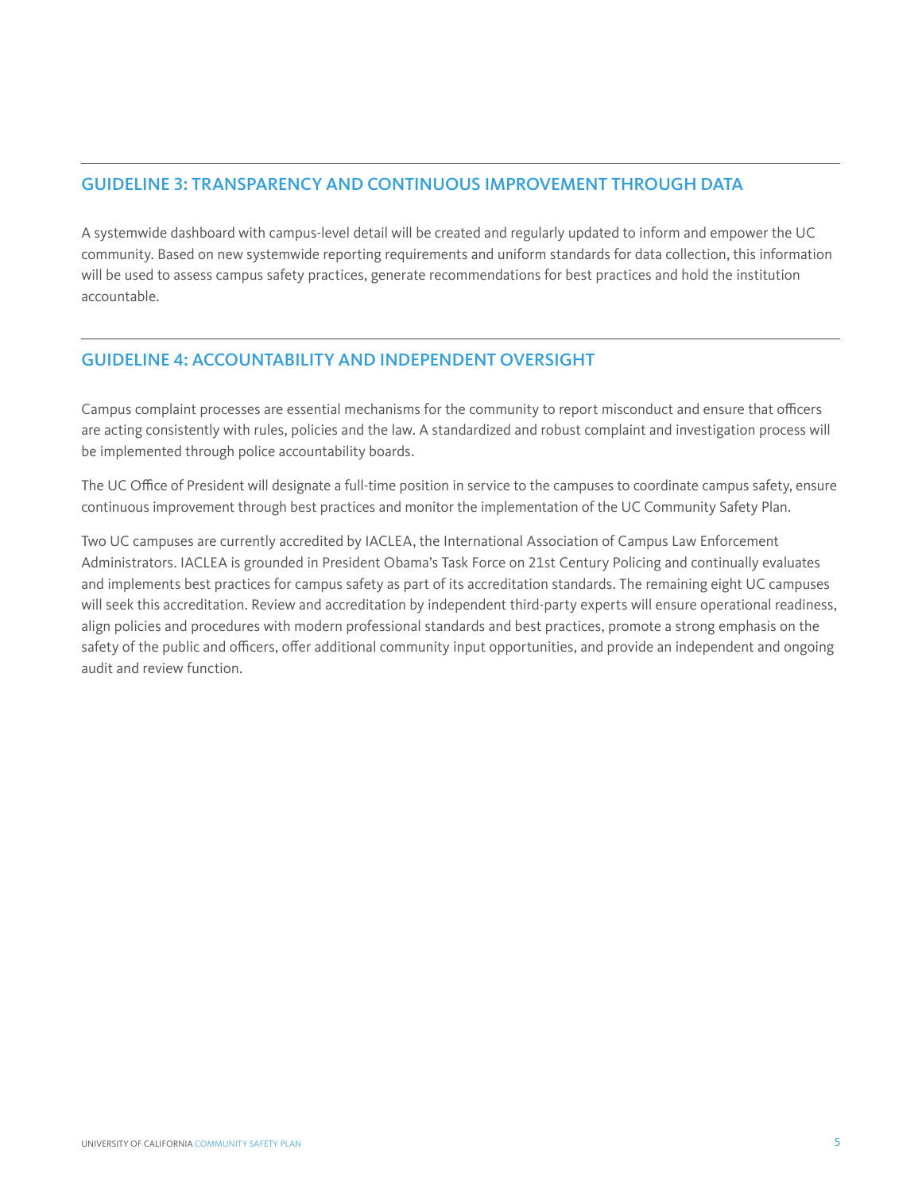## GUIDELINE 3: TRANSPARENCY AND CONTINUOUS IMPROVEMENT THROUGH DATA

A systemwide dashboard with campus-level detail will be created and regularly updated to inform and empower the UC community. Based on new systemwide reporting requirements and uniform standards for data collection, this information will be used to assess campus safety practices, generate recommendations for best practices and hold the institution accountable.

## GUIDELINE 4: ACCOUNTABILITY AND INDEPENDENT OVERSIGHT

Campus complaint processes are essential mechanisms for the community to report misconduct and ensure that officers are acting consistently with rules, policies and the law. A standardized and robust complaint and investigation process will be implemented through police accountability boards.

The UC Office of President will designate a full-time position in service to the campuses to coordinate campus safety, ensure continuous improvement through best practices and monitor the implementation of the UC Community Safety Plan.

Two UC campuses are currently accredited by IACLEA, the International Association of Campus Law Enforcement Administrators. IACLEA is grounded in President Obama's Task Force on 21st Century Policing and continually evaluates and implements best practices for campus safety as part of its accreditation standards. The remaining eight UC campuses will seek this accreditation. Review and accreditation by independent third-party experts will ensure operational readiness, align policies and procedures with modern professional standards and best practices, promote a strong emphasis on the safety of the public and officers, offer additional community input opportunities, and provide an independent and ongoing audit and review function.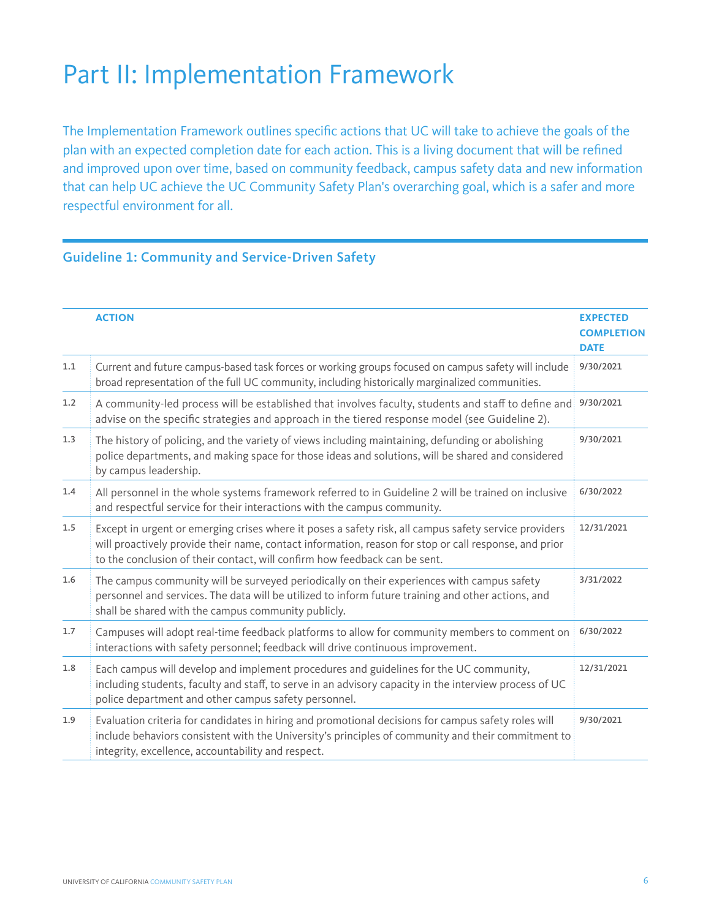# Part II: Implementation Framework

The Implementation Framework outlines specific actions that UC will take to achieve the goals of the plan with an expected completion date for each action. This is a living document that will be refined and improved upon over time, based on community feedback, campus safety data and new information that can help UC achieve the UC Community Safety Plan's overarching goal, which is a safer and more respectful environment for all.

## Guideline 1: Community and Service-Driven Safety

| | ACTION | EXPECTED COMPLETION DATE |
|---|---|---|
| 1.1 | Current and future campus-based task forces or working groups focused on campus safety will include broad representation of the full UC community, including historically marginalized communities. | 9/30/2021 |
| 1.2 | A community-led process will be established that involves faculty, students and staff to define and advise on the specific strategies and approach in the tiered response model (see Guideline 2). | 9/30/2021 |
| 1.3 | The history of policing, and the variety of views including maintaining, defunding or abolishing police departments, and making space for those ideas and solutions, will be shared and considered by campus leadership. | 9/30/2021 |
| 1.4 | All personnel in the whole systems framework referred to in Guideline 2 will be trained on inclusive and respectful service for their interactions with the campus community. | 6/30/2022 |
| 1.5 | Except in urgent or emerging crises where it poses a safety risk, all campus safety service providers will proactively provide their name, contact information, reason for stop or call response, and prior to the conclusion of their contact, will confirm how feedback can be sent. | 12/31/2021 |
| 1.6 | The campus community will be surveyed periodically on their experiences with campus safety personnel and services. The data will be utilized to inform future training and other actions, and shall be shared with the campus community publicly. | 3/31/2022 |
| 1.7 | Campuses will adopt real-time feedback platforms to allow for community members to comment on interactions with safety personnel; feedback will drive continuous improvement. | 6/30/2022 |
| 1.8 | Each campus will develop and implement procedures and guidelines for the UC community, including students, faculty and staff, to serve in an advisory capacity in the interview process of UC police department and other campus safety personnel. | 12/31/2021 |
| 1.9 | Evaluation criteria for candidates in hiring and promotional decisions for campus safety roles will include behaviors consistent with the University's principles of community and their commitment to integrity, excellence, accountability and respect. | 9/30/2021 |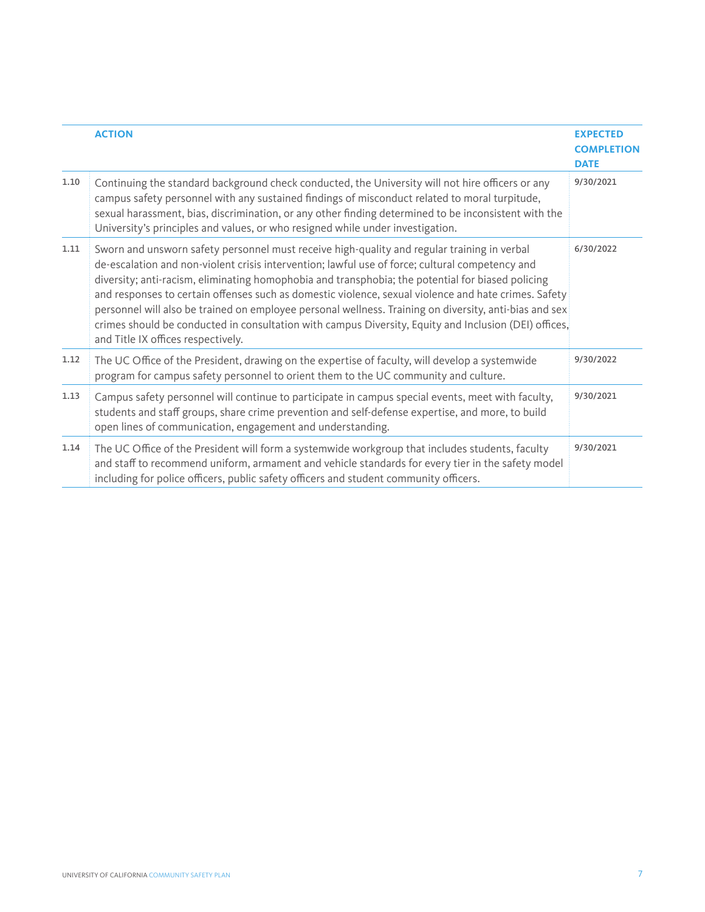| | ACTION | EXPECTED COMPLETION DATE |
|---|---|---|
| 1.10 | Continuing the standard background check conducted, the University will not hire officers or any campus safety personnel with any sustained findings of misconduct related to moral turpitude, sexual harassment, bias, discrimination, or any other finding determined to be inconsistent with the University's principles and values, or who resigned while under investigation. | 9/30/2021 |
| 1.11 | Sworn and unsworn safety personnel must receive high-quality and regular training in verbal de-escalation and non-violent crisis intervention; lawful use of force; cultural competency and diversity; anti-racism, eliminating homophobia and transphobia; the potential for biased policing and responses to certain offenses such as domestic violence, sexual violence and hate crimes. Safety personnel will also be trained on employee personal wellness. Training on diversity, anti-bias and sex crimes should be conducted in consultation with campus Diversity, Equity and Inclusion (DEI) offices, and Title IX offices respectively. | 6/30/2022 |
| 1.12 | The UC Office of the President, drawing on the expertise of faculty, will develop a systemwide program for campus safety personnel to orient them to the UC community and culture. | 9/30/2022 |
| 1.13 | Campus safety personnel will continue to participate in campus special events, meet with faculty, students and staff groups, share crime prevention and self-defense expertise, and more, to build open lines of communication, engagement and understanding. | 9/30/2021 |
| 1.14 | The UC Office of the President will form a systemwide workgroup that includes students, faculty and staff to recommend uniform, armament and vehicle standards for every tier in the safety model including for police officers, public safety officers and student community officers. | 9/30/2021 |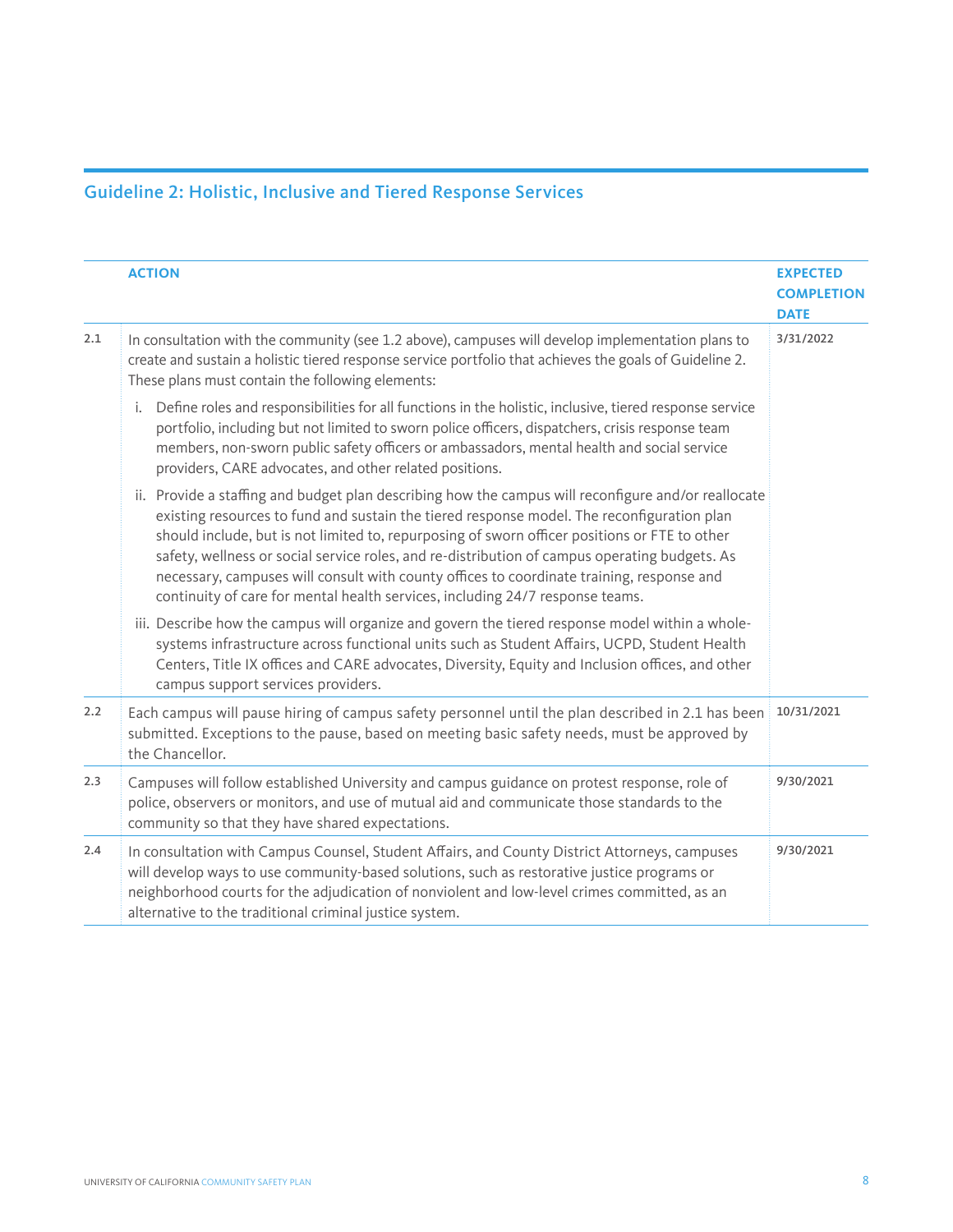## Guideline 2: Holistic, Inclusive and Tiered Response Services

| | ACTION | EXPECTED COMPLETION DATE |
|---|---|---|
| 2.1 | In consultation with the community (see 1.2 above), campuses will develop implementation plans to create and sustain a holistic tiered response service portfolio that achieves the goals of Guideline 2. These plans must contain the following elements:<br><br>i. Define roles and responsibilities for all functions in the holistic, inclusive, tiered response service portfolio, including but not limited to sworn police officers, dispatchers, crisis response team members, non-sworn public safety officers or ambassadors, mental health and social service providers, CARE advocates, and other related positions.<br><br>ii. Provide a staffing and budget plan describing how the campus will reconfigure and/or reallocate existing resources to fund and sustain the tiered response model. The reconfiguration plan should include, but is not limited to, repurposing of sworn officer positions or FTE to other safety, wellness or social service roles, and re-distribution of campus operating budgets. As necessary, campuses will consult with county offices to coordinate training, response and continuity of care for mental health services, including 24/7 response teams.<br><br>iii. Describe how the campus will organize and govern the tiered response model within a whole-systems infrastructure across functional units such as Student Affairs, UCPD, Student Health Centers, Title IX offices and CARE advocates, Diversity, Equity and Inclusion offices, and other campus support services providers. | 3/31/2022 |
| 2.2 | Each campus will pause hiring of campus safety personnel until the plan described in 2.1 has been submitted. Exceptions to the pause, based on meeting basic safety needs, must be approved by the Chancellor. | 10/31/2021 |
| 2.3 | Campuses will follow established University and campus guidance on protest response, role of police, observers or monitors, and use of mutual aid and communicate those standards to the community so that they have shared expectations. | 9/30/2021 |
| 2.4 | In consultation with Campus Counsel, Student Affairs, and County District Attorneys, campuses will develop ways to use community-based solutions, such as restorative justice programs or neighborhood courts for the adjudication of nonviolent and low-level crimes committed, as an alternative to the traditional criminal justice system. | 9/30/2021 |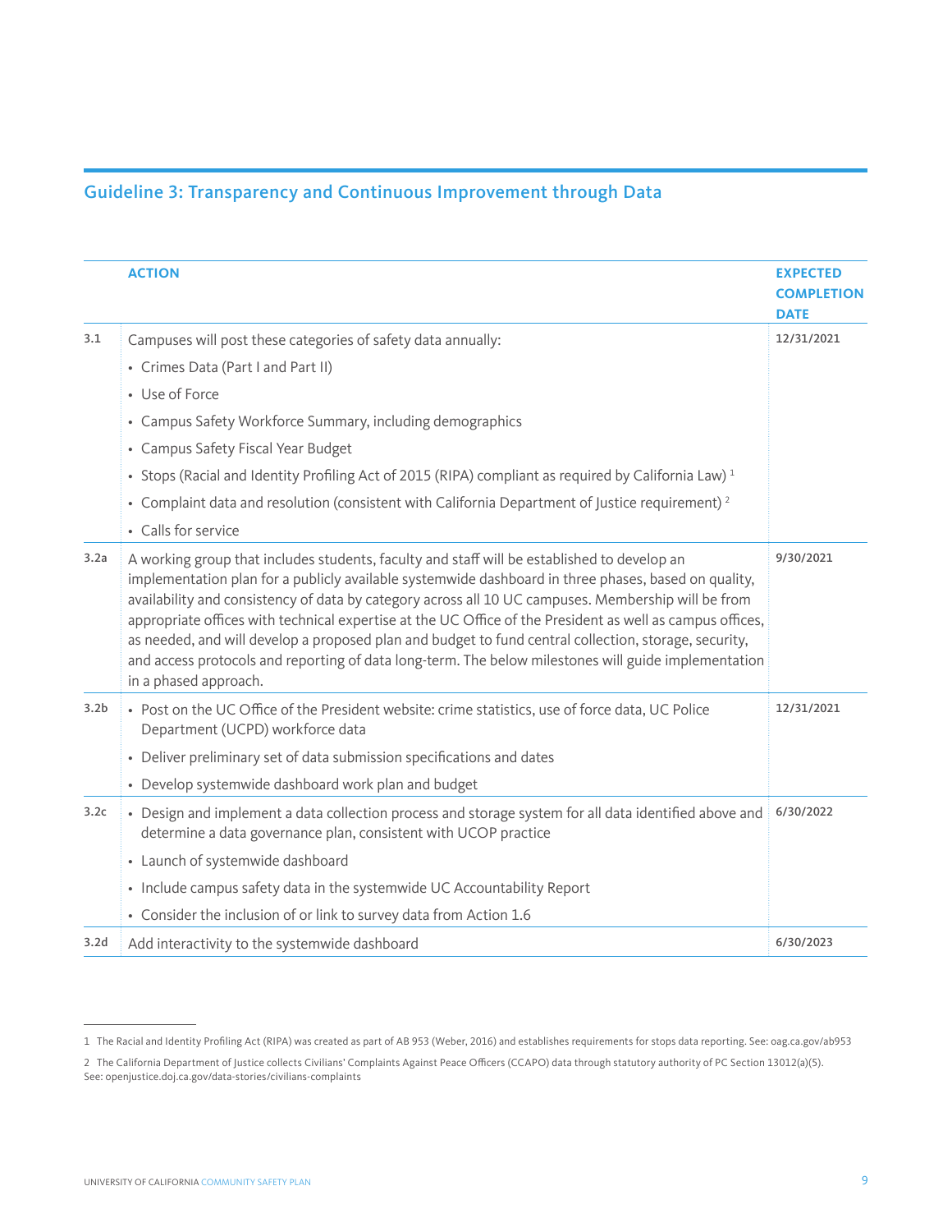## Guideline 3: Transparency and Continuous Improvement through Data

| | ACTION | EXPECTED COMPLETION DATE |
|---|---|---|
| 3.1 | Campuses will post these categories of safety data annually:<br>• Crimes Data (Part I and Part II)<br>• Use of Force<br>• Campus Safety Workforce Summary, including demographics<br>• Campus Safety Fiscal Year Budget<br>• Stops (Racial and Identity Profiling Act of 2015 (RIPA) compliant as required by California Law) [1]<br>• Complaint data and resolution (consistent with California Department of Justice requirement) [2]<br>• Calls for service | 12/31/2021 |
| 3.2a | A working group that includes students, faculty and staff will be established to develop an implementation plan for a publicly available systemwide dashboard in three phases, based on quality, availability and consistency of data by category across all 10 UC campuses. Membership will be from appropriate offices with technical expertise at the UC Office of the President as well as campus offices, as needed, and will develop a proposed plan and budget to fund central collection, storage, security, and access protocols and reporting of data long-term. The below milestones will guide implementation in a phased approach. | 9/30/2021 |
| 3.2b | • Post on the UC Office of the President website: crime statistics, use of force data, UC Police Department (UCPD) workforce data<br>• Deliver preliminary set of data submission specifications and dates<br>• Develop systemwide dashboard work plan and budget | 12/31/2021 |
| 3.2c | • Design and implement a data collection process and storage system for all data identified above and determine a data governance plan, consistent with UCOP practice<br>• Launch of systemwide dashboard<br>• Include campus safety data in the systemwide UC Accountability Report<br>• Consider the inclusion of or link to survey data from Action 1.6 | 6/30/2022 |
| 3.2d | Add interactivity to the systemwide dashboard | 6/30/2023 |

1 The Racial and Identity Profiling Act (RIPA) was created as part of AB 953 (Weber, 2016) and establishes requirements for stops data reporting. See: oag.ca.gov/ab953

2 The California Department of Justice collects Civilians' Complaints Against Peace Officers (CCAPO) data through statutory authority of PC Section 13012(a)(5). See: openjustice.doj.ca.gov/data-stories/civilians-complaints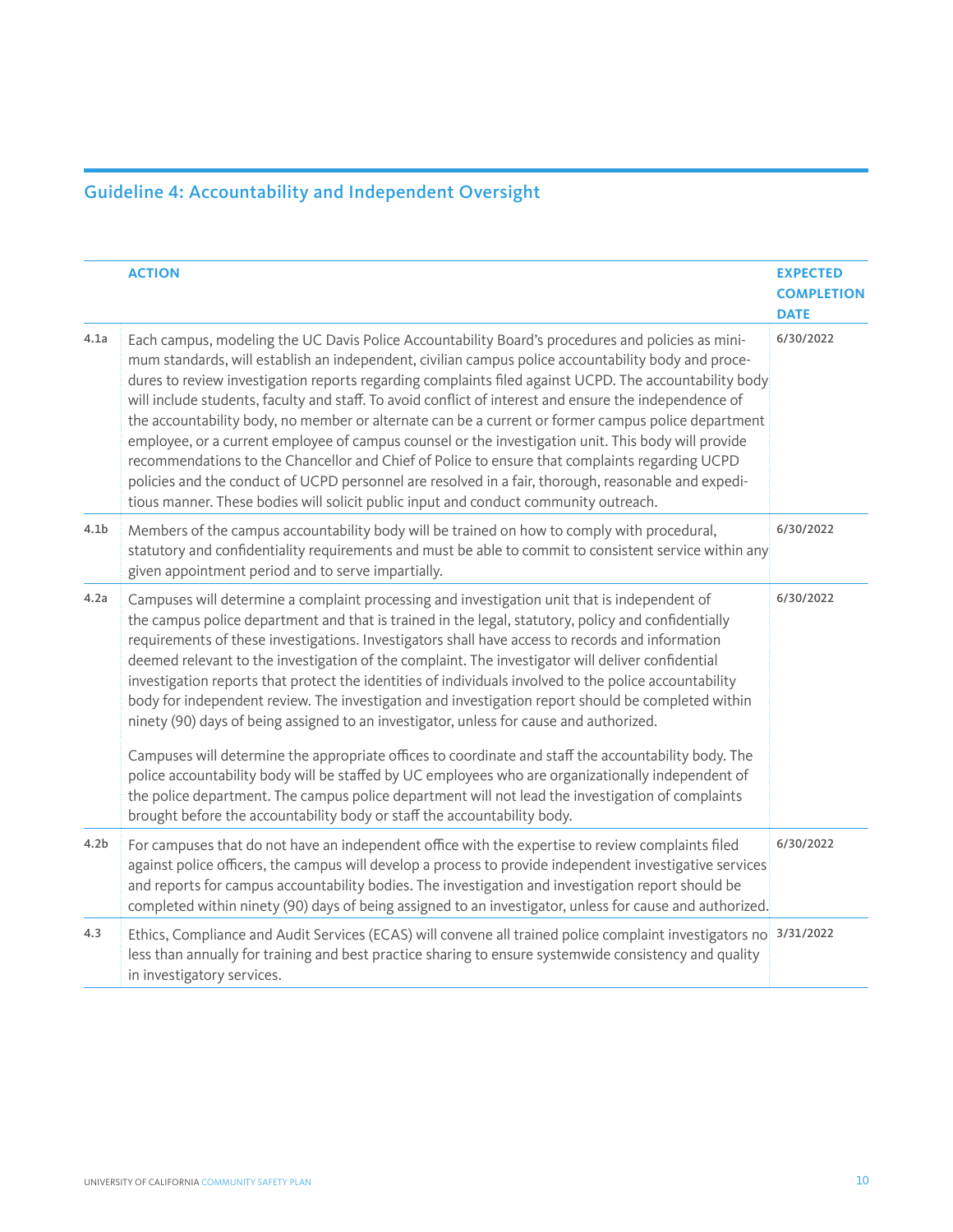## Guideline 4: Accountability and Independent Oversight

| | ACTION | EXPECTED COMPLETION DATE |
|---|---|---|
| 4.1a | Each campus, modeling the UC Davis Police Accountability Board's procedures and policies as minimum standards, will establish an independent, civilian campus police accountability body and procedures to review investigation reports regarding complaints filed against UCPD. The accountability body will include students, faculty and staff. To avoid conflict of interest and ensure the independence of the accountability body, no member or alternate can be a current or former campus police department employee, or a current employee of campus counsel or the investigation unit. This body will provide recommendations to the Chancellor and Chief of Police to ensure that complaints regarding UCPD policies and the conduct of UCPD personnel are resolved in a fair, thorough, reasonable and expeditious manner. These bodies will solicit public input and conduct community outreach. | 6/30/2022 |
| 4.1b | Members of the campus accountability body will be trained on how to comply with procedural, statutory and confidentiality requirements and must be able to commit to consistent service within any given appointment period and to serve impartially. | 6/30/2022 |
| 4.2a | Campuses will determine a complaint processing and investigation unit that is independent of the campus police department and that is trained in the legal, statutory, policy and confidentially requirements of these investigations. Investigators shall have access to records and information deemed relevant to the investigation of the complaint. The investigator will deliver confidential investigation reports that protect the identities of individuals involved to the police accountability body for independent review. The investigation and investigation report should be completed within ninety (90) days of being assigned to an investigator, unless for cause and authorized.<br><br>Campuses will determine the appropriate offices to coordinate and staff the accountability body. The police accountability body will be staffed by UC employees who are organizationally independent of the police department. The campus police department will not lead the investigation of complaints brought before the accountability body or staff the accountability body. | 6/30/2022 |
| 4.2b | For campuses that do not have an independent office with the expertise to review complaints filed against police officers, the campus will develop a process to provide independent investigative services and reports for campus accountability bodies. The investigation and investigation report should be completed within ninety (90) days of being assigned to an investigator, unless for cause and authorized. | 6/30/2022 |
| 4.3 | Ethics, Compliance and Audit Services (ECAS) will convene all trained police complaint investigators no less than annually for training and best practice sharing to ensure systemwide consistency and quality in investigatory services. | 3/31/2022 |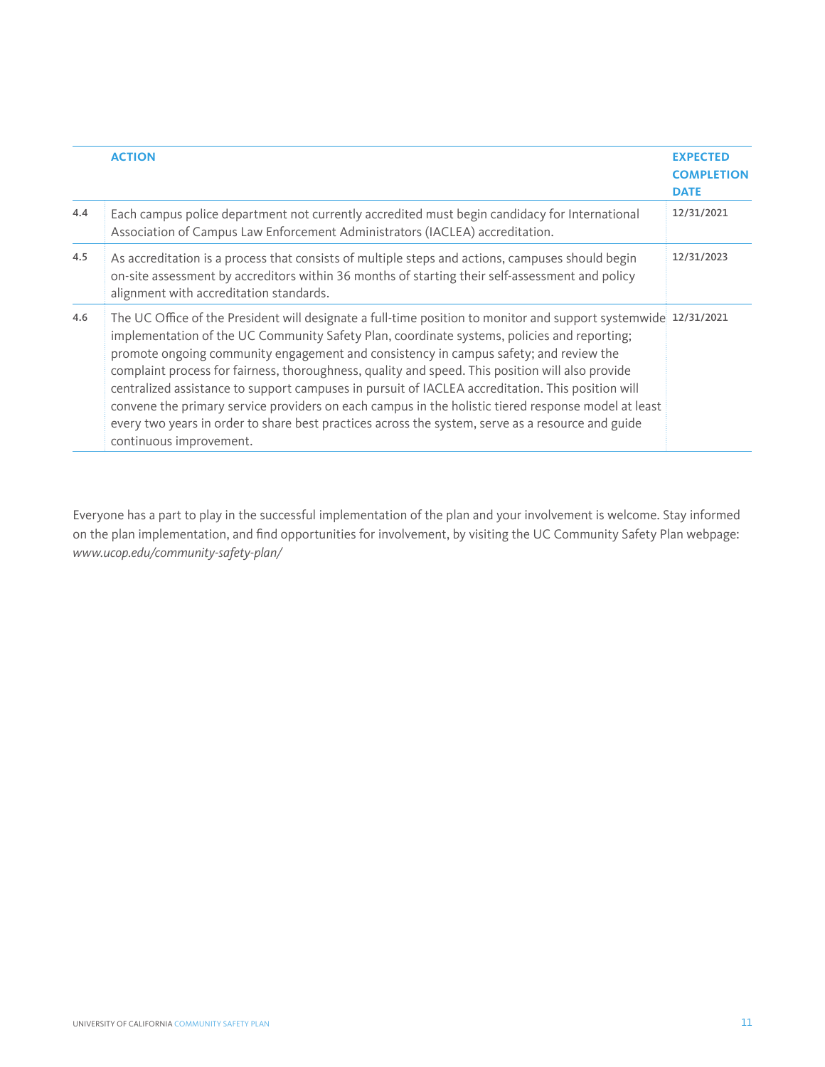| | ACTION | EXPECTED COMPLETION DATE |
|---|---|---|
| 4.4 | Each campus police department not currently accredited must begin candidacy for International Association of Campus Law Enforcement Administrators (IACLEA) accreditation. | 12/31/2021 |
| 4.5 | As accreditation is a process that consists of multiple steps and actions, campuses should begin on-site assessment by accreditors within 36 months of starting their self-assessment and policy alignment with accreditation standards. | 12/31/2023 |
| 4.6 | The UC Office of the President will designate a full-time position to monitor and support systemwide implementation of the UC Community Safety Plan, coordinate systems, policies and reporting; promote ongoing community engagement and consistency in campus safety; and review the complaint process for fairness, thoroughness, quality and speed. This position will also provide centralized assistance to support campuses in pursuit of IACLEA accreditation. This position will convene the primary service providers on each campus in the holistic tiered response model at least every two years in order to share best practices across the system, serve as a resource and guide continuous improvement. | 12/31/2021 |

Everyone has a part to play in the successful implementation of the plan and your involvement is welcome. Stay informed on the plan implementation, and find opportunities for involvement, by visiting the UC Community Safety Plan webpage: *www.ucop.edu/community-safety-plan/*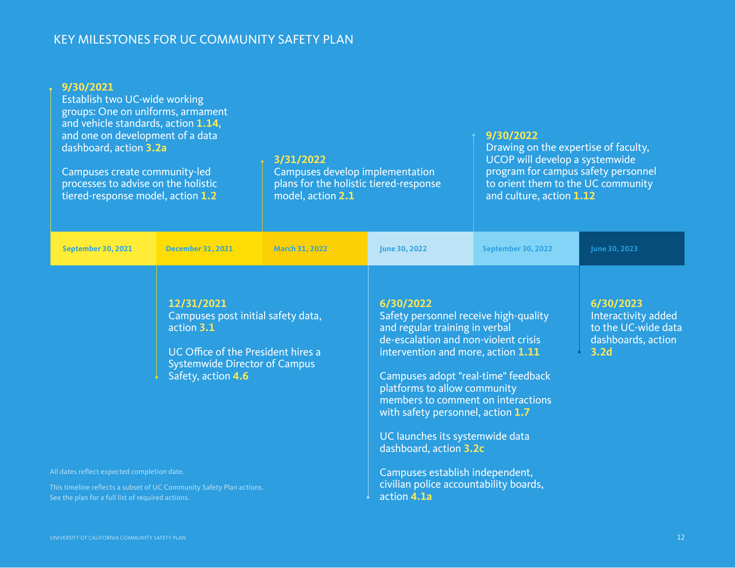# KEY MILESTONES FOR UC COMMUNITY SAFETY PLAN

**9/30/2021**
Establish two UC-wide working groups: One on uniforms, armament and vehicle standards, action **1.14**, and one on development of a data dashboard, action **3.2a**

Campuses create community-led processes to advise on the holistic tiered-response model, action **1.2**

**12/31/2021**
Campuses post initial safety data, action **3.1**

UC Office of the President hires a Systemwide Director of Campus Safety, action **4.6**

**3/31/2022**
Campuses develop implementation plans for the holistic tiered-response model, action **2.1**

**6/30/2022**
Safety personnel receive high-quality and regular training in verbal de-escalation and non-violent crisis intervention and more, action **1.11**

Campuses adopt "real-time" feedback platforms to allow community members to comment on interactions with safety personnel, action **1.7**

UC launches its systemwide data dashboard, action **3.2c**

Campuses establish independent, civilian police accountability boards, action **4.1a**

**9/30/2022**
Drawing on the expertise of faculty, UCOP will develop a systemwide program for campus safety personnel to orient them to the UC community and culture, action **1.12**

**6/30/2023**
Interactivity added to the UC-wide data dashboards, action **3.2d**

September 30, 2021 | December 31, 2021 | March 31, 2022 | June 30, 2022 | September 30, 2022 | June 30, 2023

All dates reflect expected completion date.

This timeline reflects a subset of UC Community Safety Plan actions. See the plan for a full list of required actions.